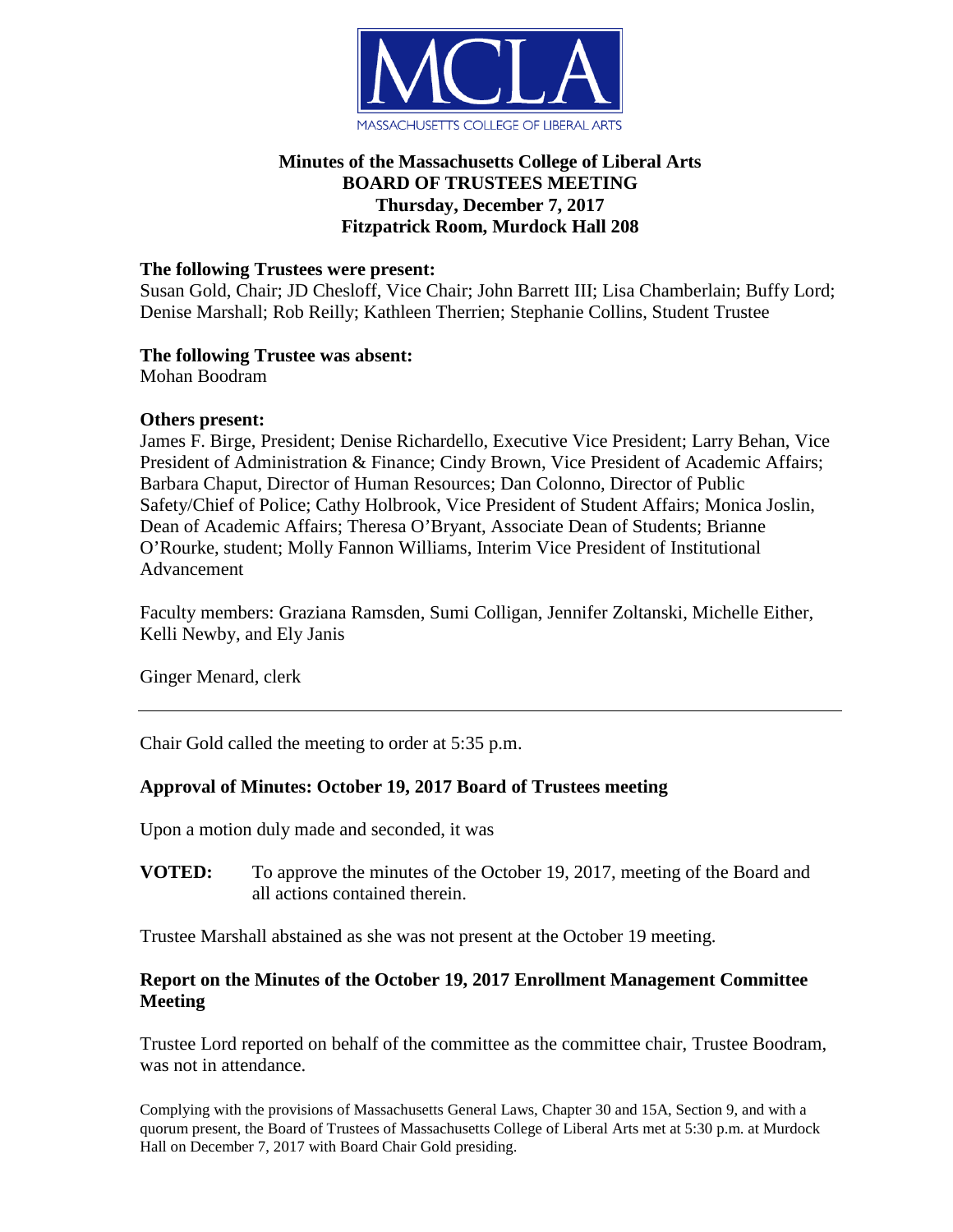MCLA

MASSACHUSETTS COLLEGE OF LIBERAL ARTS

**Minutes of the Massachusetts College of Liberal Arts**
**BOARD OF TRUSTEES MEETING**
**Thursday, December 7, 2017**
**Fitzpatrick Room, Murdock Hall 208**

**The following Trustees were present:**
Susan Gold, Chair; JD Chesloff, Vice Chair; John Barrett III; Lisa Chamberlain; Buffy Lord; Denise Marshall; Rob Reilly; Kathleen Therrien; Stephanie Collins, Student Trustee

**The following Trustee was absent:**
Mohan Boodram

**Others present:**
James F. Birge, President; Denise Richardello, Executive Vice President; Larry Behan, Vice President of Administration & Finance; Cindy Brown, Vice President of Academic Affairs; Barbara Chaput, Director of Human Resources; Dan Colonno, Director of Public Safety/Chief of Police; Cathy Holbrook, Vice President of Student Affairs; Monica Joslin, Dean of Academic Affairs; Theresa O'Bryant, Associate Dean of Students; Brianne O'Rourke, student; Molly Fannon Williams, Interim Vice President of Institutional Advancement

Faculty members: Graziana Ramsden, Sumi Colligan, Jennifer Zoltanski, Michelle Either, Kelli Newby, and Ely Janis

Ginger Menard, clerk

---

Chair Gold called the meeting to order at 5:35 p.m.

### Approval of Minutes: October 19, 2017 Board of Trustees meeting

Upon a motion duly made and seconded, it was

**VOTED:** To approve the minutes of the October 19, 2017, meeting of the Board and all actions contained therein.

Trustee Marshall abstained as she was not present at the October 19 meeting.

### Report on the Minutes of the October 19, 2017 Enrollment Management Committee Meeting

Trustee Lord reported on behalf of the committee as the committee chair, Trustee Boodram, was not in attendance.

Complying with the provisions of Massachusetts General Laws, Chapter 30 and 15A, Section 9, and with a quorum present, the Board of Trustees of Massachusetts College of Liberal Arts met at 5:30 p.m. at Murdock Hall on December 7, 2017 with Board Chair Gold presiding.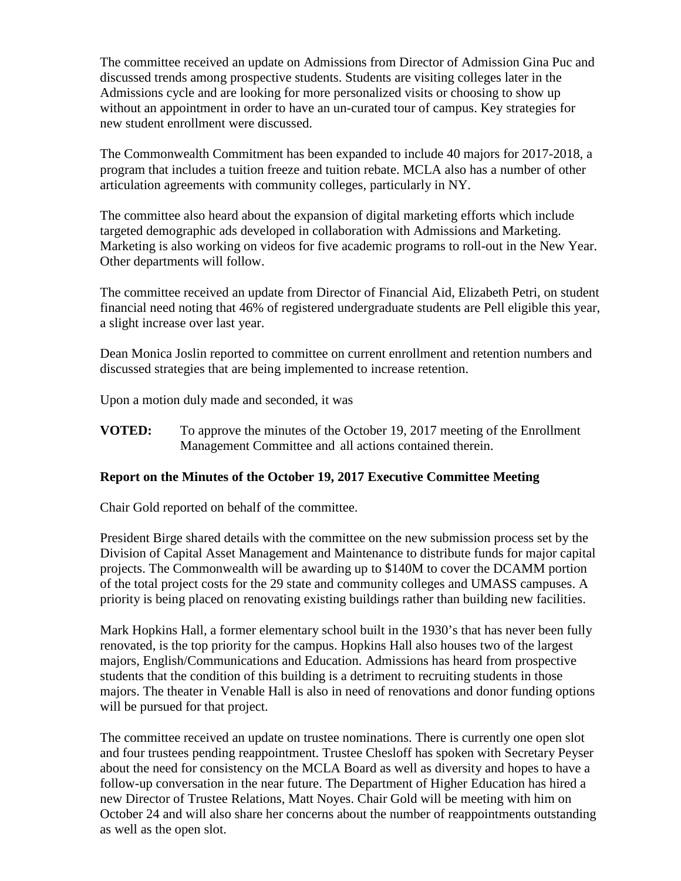The committee received an update on Admissions from Director of Admission Gina Puc and discussed trends among prospective students. Students are visiting colleges later in the Admissions cycle and are looking for more personalized visits or choosing to show up without an appointment in order to have an un-curated tour of campus. Key strategies for new student enrollment were discussed.

The Commonwealth Commitment has been expanded to include 40 majors for 2017-2018, a program that includes a tuition freeze and tuition rebate. MCLA also has a number of other articulation agreements with community colleges, particularly in NY.

The committee also heard about the expansion of digital marketing efforts which include targeted demographic ads developed in collaboration with Admissions and Marketing. Marketing is also working on videos for five academic programs to roll-out in the New Year. Other departments will follow.

The committee received an update from Director of Financial Aid, Elizabeth Petri, on student financial need noting that 46% of registered undergraduate students are Pell eligible this year, a slight increase over last year.

Dean Monica Joslin reported to committee on current enrollment and retention numbers and discussed strategies that are being implemented to increase retention.

Upon a motion duly made and seconded, it was

**VOTED:** To approve the minutes of the October 19, 2017 meeting of the Enrollment Management Committee and all actions contained therein.

**Report on the Minutes of the October 19, 2017 Executive Committee Meeting**

Chair Gold reported on behalf of the committee.

President Birge shared details with the committee on the new submission process set by the Division of Capital Asset Management and Maintenance to distribute funds for major capital projects. The Commonwealth will be awarding up to $140M to cover the DCAMM portion of the total project costs for the 29 state and community colleges and UMASS campuses. A priority is being placed on renovating existing buildings rather than building new facilities.

Mark Hopkins Hall, a former elementary school built in the 1930's that has never been fully renovated, is the top priority for the campus. Hopkins Hall also houses two of the largest majors, English/Communications and Education. Admissions has heard from prospective students that the condition of this building is a detriment to recruiting students in those majors. The theater in Venable Hall is also in need of renovations and donor funding options will be pursued for that project.

The committee received an update on trustee nominations. There is currently one open slot and four trustees pending reappointment. Trustee Chesloff has spoken with Secretary Peyser about the need for consistency on the MCLA Board as well as diversity and hopes to have a follow-up conversation in the near future. The Department of Higher Education has hired a new Director of Trustee Relations, Matt Noyes. Chair Gold will be meeting with him on October 24 and will also share her concerns about the number of reappointments outstanding as well as the open slot.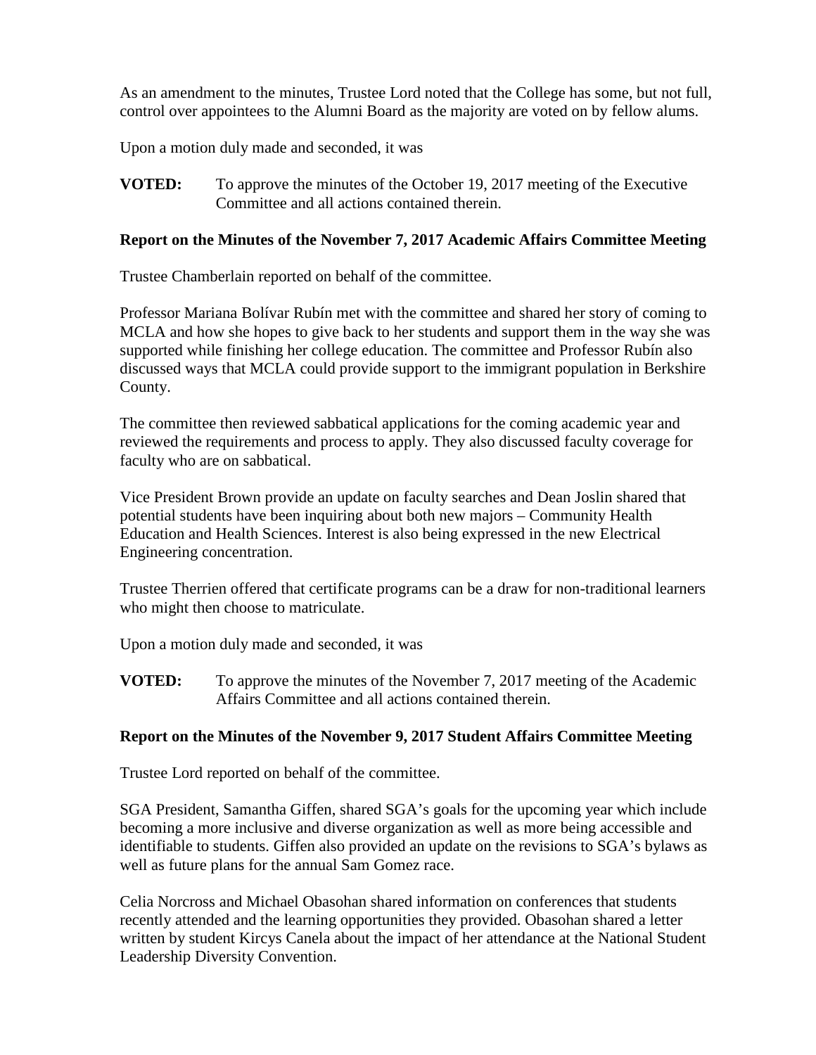As an amendment to the minutes, Trustee Lord noted that the College has some, but not full, control over appointees to the Alumni Board as the majority are voted on by fellow alums.

Upon a motion duly made and seconded, it was

**VOTED:** To approve the minutes of the October 19, 2017 meeting of the Executive Committee and all actions contained therein.

**Report on the Minutes of the November 7, 2017 Academic Affairs Committee Meeting**

Trustee Chamberlain reported on behalf of the committee.

Professor Mariana Bolívar Rubín met with the committee and shared her story of coming to MCLA and how she hopes to give back to her students and support them in the way she was supported while finishing her college education. The committee and Professor Rubín also discussed ways that MCLA could provide support to the immigrant population in Berkshire County.

The committee then reviewed sabbatical applications for the coming academic year and reviewed the requirements and process to apply. They also discussed faculty coverage for faculty who are on sabbatical.

Vice President Brown provide an update on faculty searches and Dean Joslin shared that potential students have been inquiring about both new majors – Community Health Education and Health Sciences. Interest is also being expressed in the new Electrical Engineering concentration.

Trustee Therrien offered that certificate programs can be a draw for non-traditional learners who might then choose to matriculate.

Upon a motion duly made and seconded, it was

**VOTED:** To approve the minutes of the November 7, 2017 meeting of the Academic Affairs Committee and all actions contained therein.

**Report on the Minutes of the November 9, 2017 Student Affairs Committee Meeting**

Trustee Lord reported on behalf of the committee.

SGA President, Samantha Giffen, shared SGA's goals for the upcoming year which include becoming a more inclusive and diverse organization as well as more being accessible and identifiable to students. Giffen also provided an update on the revisions to SGA's bylaws as well as future plans for the annual Sam Gomez race.

Celia Norcross and Michael Obasohan shared information on conferences that students recently attended and the learning opportunities they provided. Obasohan shared a letter written by student Kircys Canela about the impact of her attendance at the National Student Leadership Diversity Convention.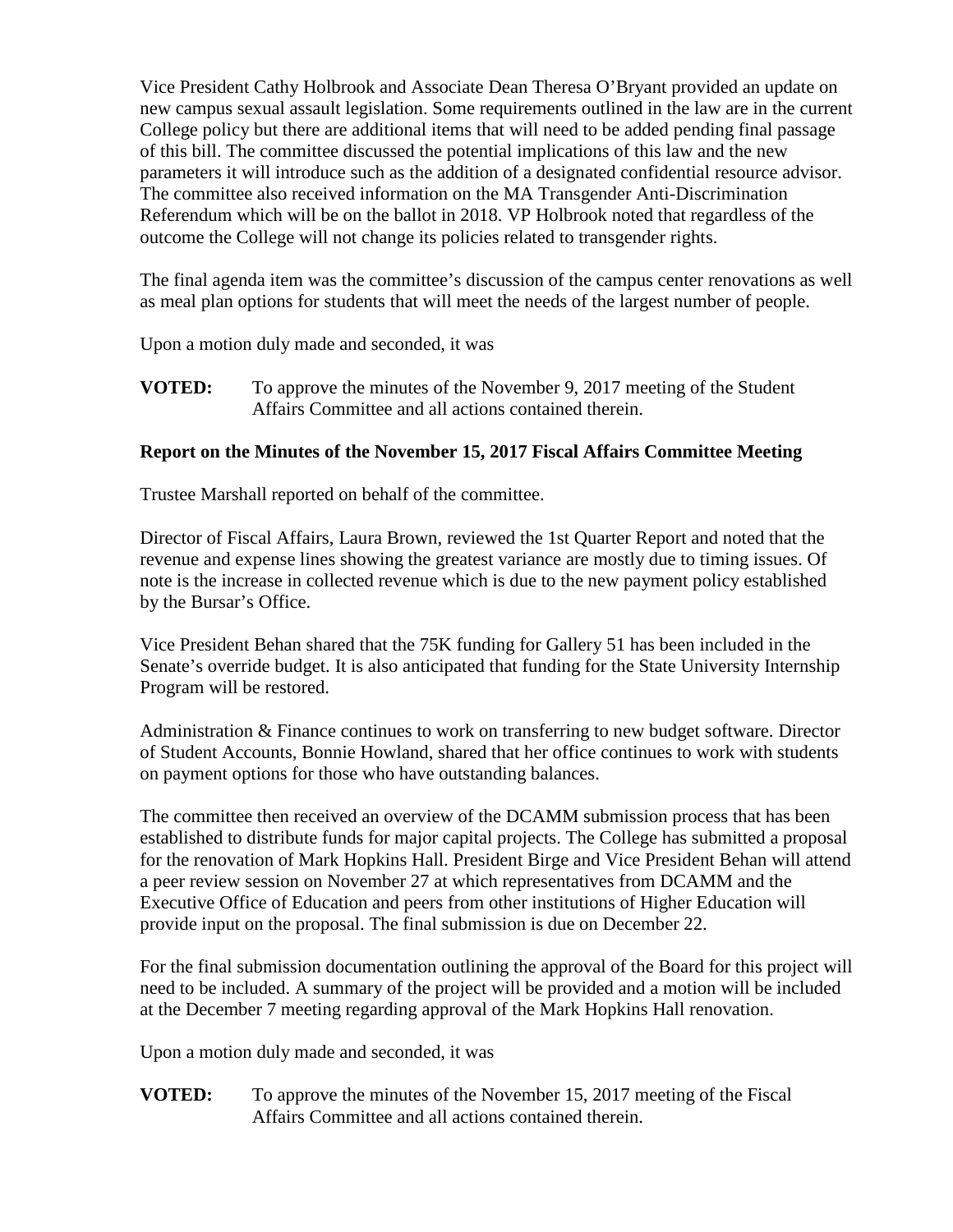Vice President Cathy Holbrook and Associate Dean Theresa O'Bryant provided an update on new campus sexual assault legislation. Some requirements outlined in the law are in the current College policy but there are additional items that will need to be added pending final passage of this bill. The committee discussed the potential implications of this law and the new parameters it will introduce such as the addition of a designated confidential resource advisor. The committee also received information on the MA Transgender Anti-Discrimination Referendum which will be on the ballot in 2018. VP Holbrook noted that regardless of the outcome the College will not change its policies related to transgender rights.

The final agenda item was the committee's discussion of the campus center renovations as well as meal plan options for students that will meet the needs of the largest number of people.

Upon a motion duly made and seconded, it was

**VOTED:** To approve the minutes of the November 9, 2017 meeting of the Student Affairs Committee and all actions contained therein.

**Report on the Minutes of the November 15, 2017 Fiscal Affairs Committee Meeting**

Trustee Marshall reported on behalf of the committee.

Director of Fiscal Affairs, Laura Brown, reviewed the 1st Quarter Report and noted that the revenue and expense lines showing the greatest variance are mostly due to timing issues. Of note is the increase in collected revenue which is due to the new payment policy established by the Bursar's Office.

Vice President Behan shared that the 75K funding for Gallery 51 has been included in the Senate's override budget. It is also anticipated that funding for the State University Internship Program will be restored.

Administration & Finance continues to work on transferring to new budget software. Director of Student Accounts, Bonnie Howland, shared that her office continues to work with students on payment options for those who have outstanding balances.

The committee then received an overview of the DCAMM submission process that has been established to distribute funds for major capital projects. The College has submitted a proposal for the renovation of Mark Hopkins Hall. President Birge and Vice President Behan will attend a peer review session on November 27 at which representatives from DCAMM and the Executive Office of Education and peers from other institutions of Higher Education will provide input on the proposal. The final submission is due on December 22.

For the final submission documentation outlining the approval of the Board for this project will need to be included. A summary of the project will be provided and a motion will be included at the December 7 meeting regarding approval of the Mark Hopkins Hall renovation.

Upon a motion duly made and seconded, it was

**VOTED:** To approve the minutes of the November 15, 2017 meeting of the Fiscal Affairs Committee and all actions contained therein.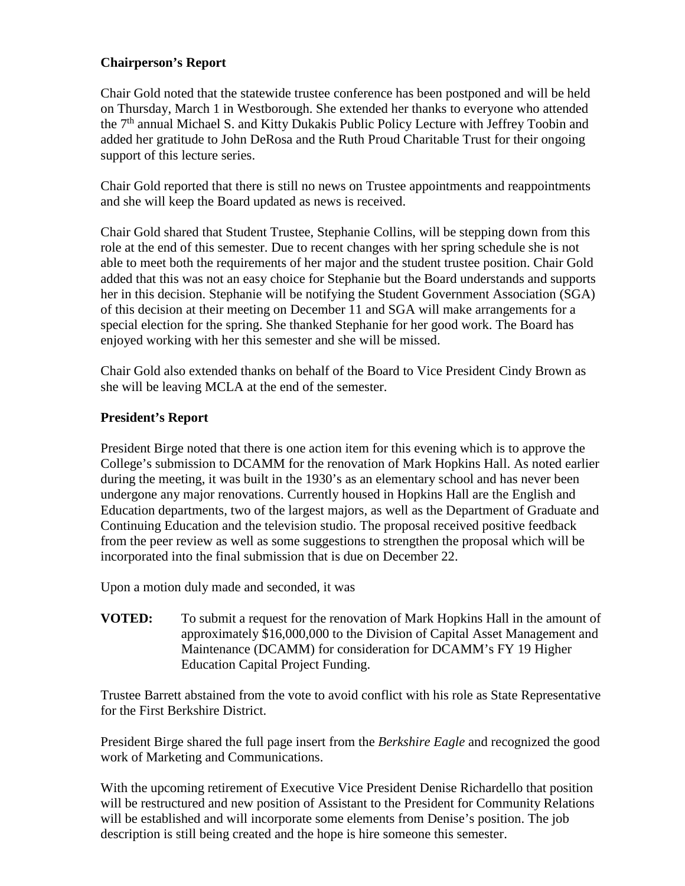**Chairperson's Report**

Chair Gold noted that the statewide trustee conference has been postponed and will be held on Thursday, March 1 in Westborough. She extended her thanks to everyone who attended the 7th annual Michael S. and Kitty Dukakis Public Policy Lecture with Jeffrey Toobin and added her gratitude to John DeRosa and the Ruth Proud Charitable Trust for their ongoing support of this lecture series.

Chair Gold reported that there is still no news on Trustee appointments and reappointments and she will keep the Board updated as news is received.

Chair Gold shared that Student Trustee, Stephanie Collins, will be stepping down from this role at the end of this semester. Due to recent changes with her spring schedule she is not able to meet both the requirements of her major and the student trustee position. Chair Gold added that this was not an easy choice for Stephanie but the Board understands and supports her in this decision. Stephanie will be notifying the Student Government Association (SGA) of this decision at their meeting on December 11 and SGA will make arrangements for a special election for the spring. She thanked Stephanie for her good work. The Board has enjoyed working with her this semester and she will be missed.

Chair Gold also extended thanks on behalf of the Board to Vice President Cindy Brown as she will be leaving MCLA at the end of the semester.

**President's Report**

President Birge noted that there is one action item for this evening which is to approve the College's submission to DCAMM for the renovation of Mark Hopkins Hall. As noted earlier during the meeting, it was built in the 1930's as an elementary school and has never been undergone any major renovations. Currently housed in Hopkins Hall are the English and Education departments, two of the largest majors, as well as the Department of Graduate and Continuing Education and the television studio. The proposal received positive feedback from the peer review as well as some suggestions to strengthen the proposal which will be incorporated into the final submission that is due on December 22.

Upon a motion duly made and seconded, it was

**VOTED:** To submit a request for the renovation of Mark Hopkins Hall in the amount of approximately $16,000,000 to the Division of Capital Asset Management and Maintenance (DCAMM) for consideration for DCAMM's FY 19 Higher Education Capital Project Funding.

Trustee Barrett abstained from the vote to avoid conflict with his role as State Representative for the First Berkshire District.

President Birge shared the full page insert from the *Berkshire Eagle* and recognized the good work of Marketing and Communications.

With the upcoming retirement of Executive Vice President Denise Richardello that position will be restructured and new position of Assistant to the President for Community Relations will be established and will incorporate some elements from Denise's position. The job description is still being created and the hope is hire someone this semester.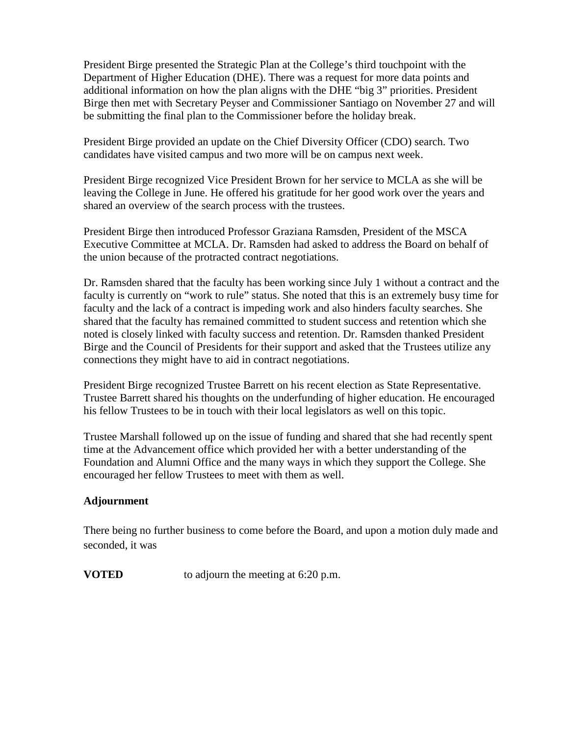President Birge presented the Strategic Plan at the College's third touchpoint with the Department of Higher Education (DHE). There was a request for more data points and additional information on how the plan aligns with the DHE "big 3" priorities. President Birge then met with Secretary Peyser and Commissioner Santiago on November 27 and will be submitting the final plan to the Commissioner before the holiday break.

President Birge provided an update on the Chief Diversity Officer (CDO) search. Two candidates have visited campus and two more will be on campus next week.

President Birge recognized Vice President Brown for her service to MCLA as she will be leaving the College in June. He offered his gratitude for her good work over the years and shared an overview of the search process with the trustees.

President Birge then introduced Professor Graziana Ramsden, President of the MSCA Executive Committee at MCLA. Dr. Ramsden had asked to address the Board on behalf of the union because of the protracted contract negotiations.

Dr. Ramsden shared that the faculty has been working since July 1 without a contract and the faculty is currently on "work to rule" status. She noted that this is an extremely busy time for faculty and the lack of a contract is impeding work and also hinders faculty searches. She shared that the faculty has remained committed to student success and retention which she noted is closely linked with faculty success and retention. Dr. Ramsden thanked President Birge and the Council of Presidents for their support and asked that the Trustees utilize any connections they might have to aid in contract negotiations.

President Birge recognized Trustee Barrett on his recent election as State Representative. Trustee Barrett shared his thoughts on the underfunding of higher education. He encouraged his fellow Trustees to be in touch with their local legislators as well on this topic.

Trustee Marshall followed up on the issue of funding and shared that she had recently spent time at the Advancement office which provided her with a better understanding of the Foundation and Alumni Office and the many ways in which they support the College. She encouraged her fellow Trustees to meet with them as well.

**Adjournment**

There being no further business to come before the Board, and upon a motion duly made and seconded, it was

**VOTED** to adjourn the meeting at 6:20 p.m.